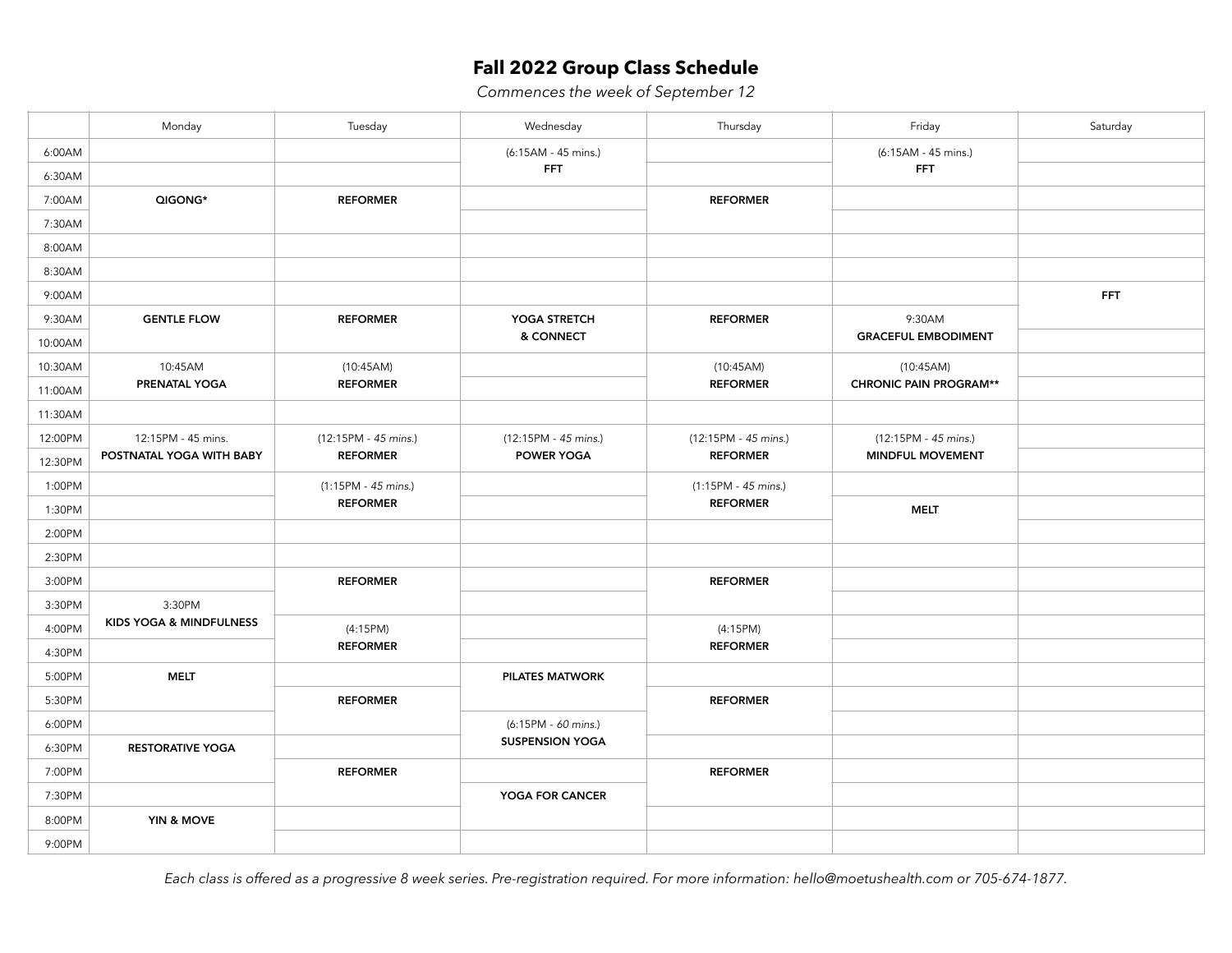# Fall 2022 Group Class Schedule

*Commences the week of September 12*

| | Monday | Tuesday | Wednesday | Thursday | Friday | Saturday |
|---|---|---|---|---|---|---|
| 6:00AM | | | (6:15AM - 45 mins.) **FFT** | | (6:15AM - 45 mins.) **FFT** | |
| 6:30AM | | | | | | |
| 7:00AM | **QIGONG*** | **REFORMER** | | **REFORMER** | | |
| 7:30AM | | | | | | |
| 8:00AM | | | | | | |
| 8:30AM | | | | | | |
| 9:00AM | | | | | | **FFT** |
| 9:30AM | **GENTLE FLOW** | **REFORMER** | **YOGA STRETCH & CONNECT** | **REFORMER** | 9:30AM **GRACEFUL EMBODIMENT** | |
| 10:00AM | | | | | | |
| 10:30AM | 10:45AM **PRENATAL YOGA** | (10:45AM) **REFORMER** | | (10:45AM) **REFORMER** | (10:45AM) **CHRONIC PAIN PROGRAM**** | |
| 11:00AM | | | | | | |
| 11:30AM | | | | | | |
| 12:00PM | 12:15PM - 45 mins. **POSTNATAL YOGA WITH BABY** | (12:15PM - *45 mins.*) **REFORMER** | (12:15PM - *45 mins.*) **POWER YOGA** | (12:15PM - *45 mins.*) **REFORMER** | (12:15PM - *45 mins.*) **MINDFUL MOVEMENT** | |
| 12:30PM | | | | | | |
| 1:00PM | | (1:15PM - *45 mins.*) **REFORMER** | | (1:15PM - *45 mins.*) **REFORMER** | | |
| 1:30PM | | | | | **MELT** | |
| 2:00PM | | | | | | |
| 2:30PM | | | | | | |
| 3:00PM | | **REFORMER** | | **REFORMER** | | |
| 3:30PM | 3:30PM **KIDS YOGA & MINDFULNESS** | | | | | |
| 4:00PM | | (4:15PM) **REFORMER** | | (4:15PM) **REFORMER** | | |
| 4:30PM | | | | | | |
| 5:00PM | **MELT** | | **PILATES MATWORK** | | | |
| 5:30PM | | **REFORMER** | | **REFORMER** | | |
| 6:00PM | | | (6:15PM - *60 mins.*) **SUSPENSION YOGA** | | | |
| 6:30PM | **RESTORATIVE YOGA** | | | | | |
| 7:00PM | | **REFORMER** | | **REFORMER** | | |
| 7:30PM | | | **YOGA FOR CANCER** | | | |
| 8:00PM | **YIN & MOVE** | | | | | |
| 9:00PM | | | | | | |

*Each class is offered as a progressive 8 week series. Pre-registration required. For more information: hello@moetushealth.com or 705-674-1877.*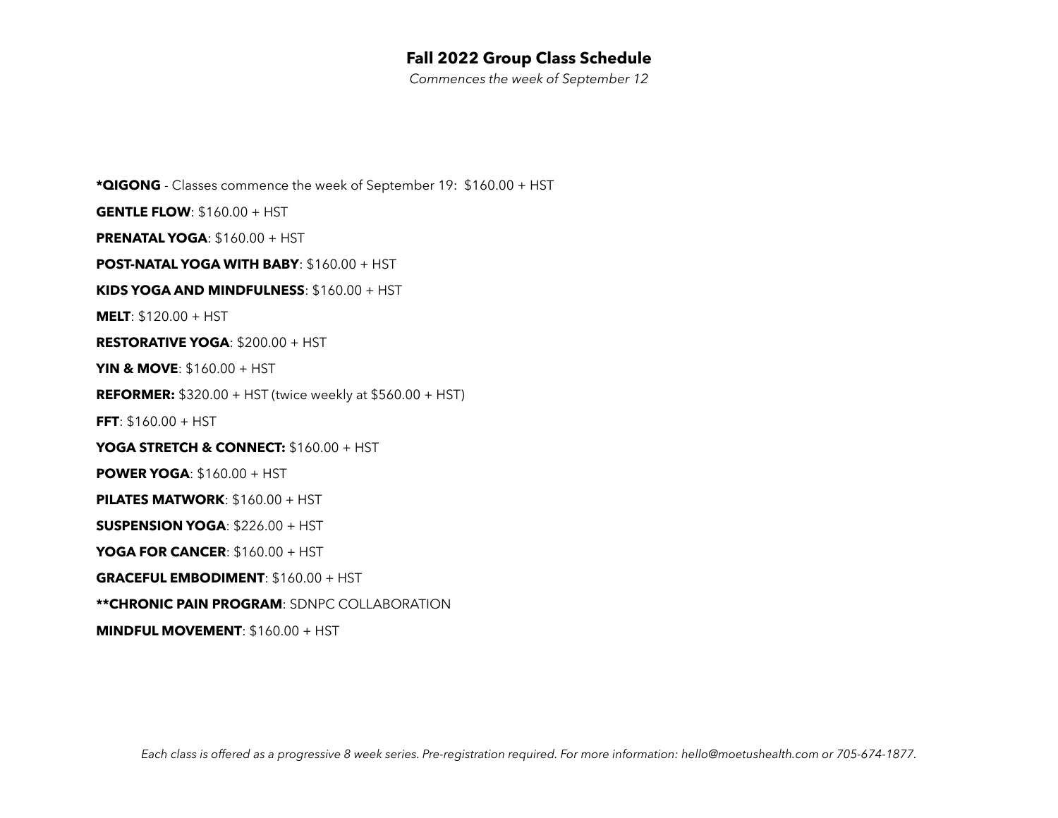## Fall 2022 Group Class Schedule

*Commences the week of September 12*

**\*QIGONG** - Classes commence the week of September 19: $160.00 + HST

**GENTLE FLOW**: $160.00 + HST

**PRENATAL YOGA**: $160.00 + HST

**POST-NATAL YOGA WITH BABY**: $160.00 + HST

**KIDS YOGA AND MINDFULNESS**: $160.00 + HST

**MELT**: $120.00 + HST

**RESTORATIVE YOGA**: $200.00 + HST

**YIN & MOVE**: $160.00 + HST

**REFORMER:** $320.00 + HST (twice weekly at $560.00 + HST)

**FFT**: $160.00 + HST

**YOGA STRETCH & CONNECT:** $160.00 + HST

**POWER YOGA**: $160.00 + HST

**PILATES MATWORK**: $160.00 + HST

**SUSPENSION YOGA**: $226.00 + HST

**YOGA FOR CANCER**: $160.00 + HST

**GRACEFUL EMBODIMENT**: $160.00 + HST

**\*\*CHRONIC PAIN PROGRAM**: SDNPC COLLABORATION

**MINDFUL MOVEMENT**: $160.00 + HST

*Each class is offered as a progressive 8 week series. Pre-registration required. For more information: hello@moetushealth.com or 705-674-1877.*